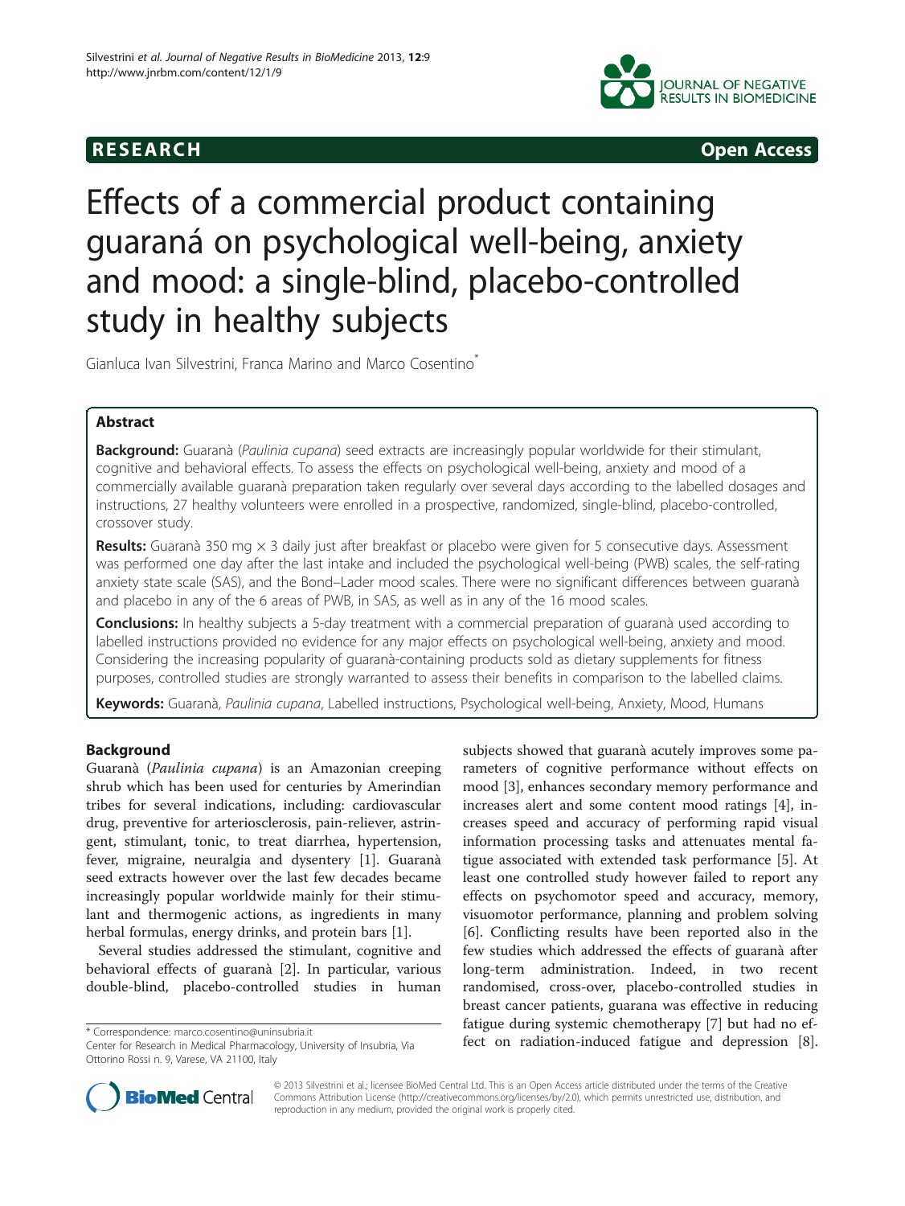**RESEARCH Open Access**

# Effects of a commercial product containing guaraná on psychological well-being, anxiety and mood: a single-blind, placebo-controlled study in healthy subjects

Gianluca Ivan Silvestrini, Franca Marino and Marco Cosentino*

## Abstract

**Background:** Guaranà (*Paulinia cupana*) seed extracts are increasingly popular worldwide for their stimulant, cognitive and behavioral effects. To assess the effects on psychological well-being, anxiety and mood of a commercially available guaranà preparation taken regularly over several days according to the labelled dosages and instructions, 27 healthy volunteers were enrolled in a prospective, randomized, single-blind, placebo-controlled, crossover study.

**Results:** Guaranà 350 mg × 3 daily just after breakfast or placebo were given for 5 consecutive days. Assessment was performed one day after the last intake and included the psychological well-being (PWB) scales, the self-rating anxiety state scale (SAS), and the Bond–Lader mood scales. There were no significant differences between guaranà and placebo in any of the 6 areas of PWB, in SAS, as well as in any of the 16 mood scales.

**Conclusions:** In healthy subjects a 5-day treatment with a commercial preparation of guaranà used according to labelled instructions provided no evidence for any major effects on psychological well-being, anxiety and mood. Considering the increasing popularity of guaranà-containing products sold as dietary supplements for fitness purposes, controlled studies are strongly warranted to assess their benefits in comparison to the labelled claims.

**Keywords:** Guaranà, *Paulinia cupana*, Labelled instructions, Psychological well-being, Anxiety, Mood, Humans

## Background

Guaranà (*Paulinia cupana*) is an Amazonian creeping shrub which has been used for centuries by Amerindian tribes for several indications, including: cardiovascular drug, preventive for arteriosclerosis, pain-reliever, astringent, stimulant, tonic, to treat diarrhea, hypertension, fever, migraine, neuralgia and dysentery [1]. Guaranà seed extracts however over the last few decades became increasingly popular worldwide mainly for their stimulant and thermogenic actions, as ingredients in many herbal formulas, energy drinks, and protein bars [1].

Several studies addressed the stimulant, cognitive and behavioral effects of guaranà [2]. In particular, various double-blind, placebo-controlled studies in human subjects showed that guaranà acutely improves some parameters of cognitive performance without effects on mood [3], enhances secondary memory performance and increases alert and some content mood ratings [4], increases speed and accuracy of performing rapid visual information processing tasks and attenuates mental fatigue associated with extended task performance [5]. At least one controlled study however failed to report any effects on psychomotor speed and accuracy, memory, visuomotor performance, planning and problem solving [6]. Conflicting results have been reported also in the few studies which addressed the effects of guaranà after long-term administration. Indeed, in two recent randomised, cross-over, placebo-controlled studies in breast cancer patients, guarana was effective in reducing fatigue during systemic chemotherapy [7] but had no effect on radiation-induced fatigue and depression [8].

\* Correspondence: marco.cosentino@uninsubria.it
Center for Research in Medical Pharmacology, University of Insubria, Via Ottorino Rossi n. 9, Varese, VA 21100, Italy

© 2013 Silvestrini et al.; licensee BioMed Central Ltd. This is an Open Access article distributed under the terms of the Creative Commons Attribution License (http://creativecommons.org/licenses/by/2.0), which permits unrestricted use, distribution, and reproduction in any medium, provided the original work is properly cited.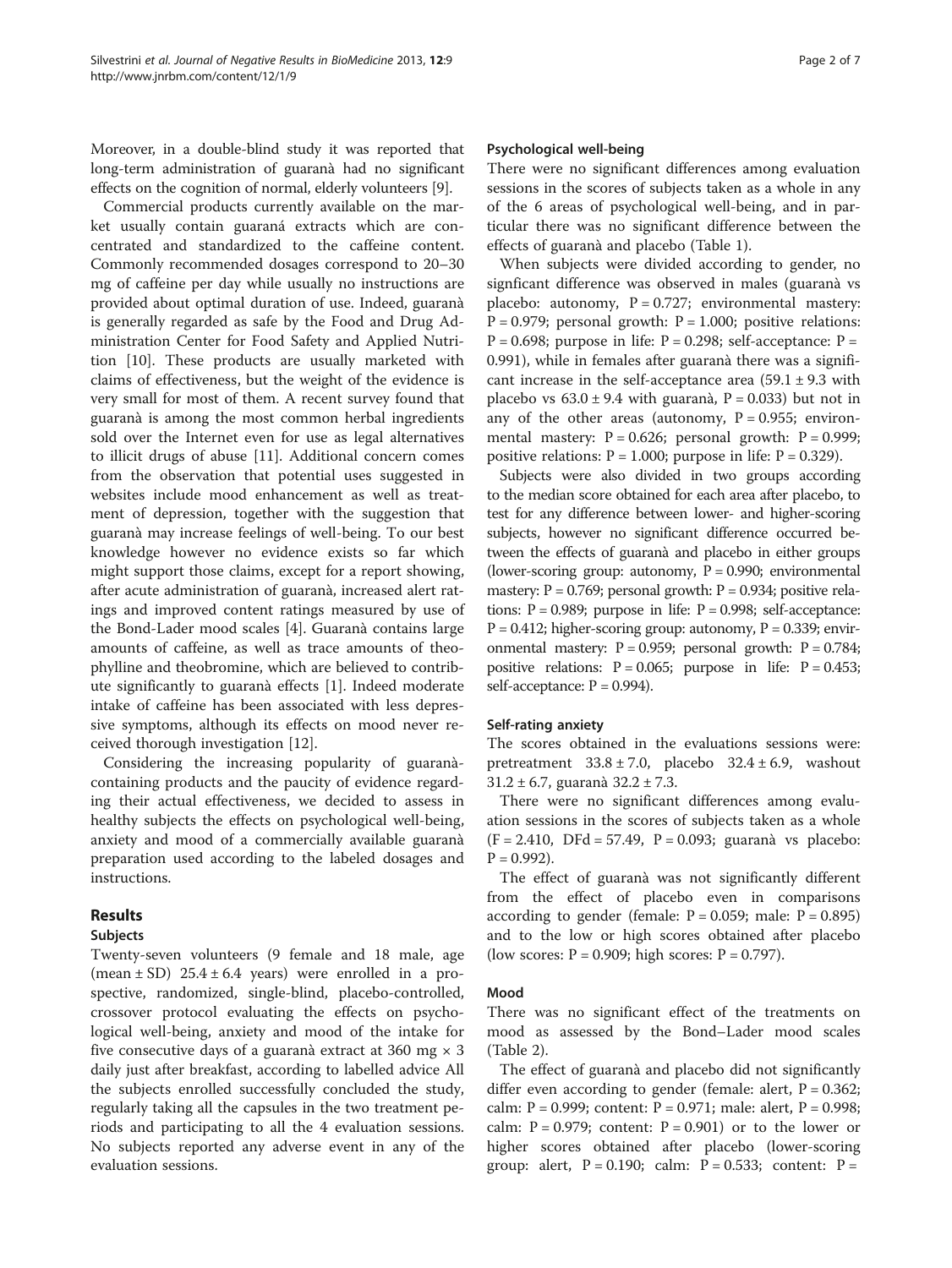Moreover, in a double-blind study it was reported that long-term administration of guaranà had no significant effects on the cognition of normal, elderly volunteers [9].

Commercial products currently available on the market usually contain guaraná extracts which are concentrated and standardized to the caffeine content. Commonly recommended dosages correspond to 20–30 mg of caffeine per day while usually no instructions are provided about optimal duration of use. Indeed, guaranà is generally regarded as safe by the Food and Drug Administration Center for Food Safety and Applied Nutrition [10]. These products are usually marketed with claims of effectiveness, but the weight of the evidence is very small for most of them. A recent survey found that guaranà is among the most common herbal ingredients sold over the Internet even for use as legal alternatives to illicit drugs of abuse [11]. Additional concern comes from the observation that potential uses suggested in websites include mood enhancement as well as treatment of depression, together with the suggestion that guaranà may increase feelings of well-being. To our best knowledge however no evidence exists so far which might support those claims, except for a report showing, after acute administration of guaranà, increased alert ratings and improved content ratings measured by use of the Bond-Lader mood scales [4]. Guaranà contains large amounts of caffeine, as well as trace amounts of theophylline and theobromine, which are believed to contribute significantly to guaranà effects [1]. Indeed moderate intake of caffeine has been associated with less depressive symptoms, although its effects on mood never received thorough investigation [12].

Considering the increasing popularity of guaranà-containing products and the paucity of evidence regarding their actual effectiveness, we decided to assess in healthy subjects the effects on psychological well-being, anxiety and mood of a commercially available guaranà preparation used according to the labeled dosages and instructions.

## Results

### Subjects

Twenty-seven volunteers (9 female and 18 male, age (mean ± SD) 25.4 ± 6.4 years) were enrolled in a prospective, randomized, single-blind, placebo-controlled, crossover protocol evaluating the effects on psychological well-being, anxiety and mood of the intake for five consecutive days of a guaranà extract at 360 mg × 3 daily just after breakfast, according to labelled advice All the subjects enrolled successfully concluded the study, regularly taking all the capsules in the two treatment periods and participating to all the 4 evaluation sessions. No subjects reported any adverse event in any of the evaluation sessions.

### Psychological well-being

There were no significant differences among evaluation sessions in the scores of subjects taken as a whole in any of the 6 areas of psychological well-being, and in particular there was no significant difference between the effects of guaranà and placebo (Table 1).

When subjects were divided according to gender, no signficant difference was observed in males (guaranà vs placebo: autonomy, $P = 0.727$; environmental mastery: $P = 0.979$; personal growth: $P = 1.000$; positive relations: $P = 0.698$; purpose in life: $P = 0.298$; self-acceptance: $P = 0.991$), while in females after guaranà there was a significant increase in the self-acceptance area (59.1 ± 9.3 with placebo vs 63.0 ± 9.4 with guaranà, $P = 0.033$) but not in any of the other areas (autonomy, $P = 0.955$; environmental mastery: $P = 0.626$; personal growth: $P = 0.999$; positive relations: $P = 1.000$; purpose in life: $P = 0.329$).

Subjects were also divided in two groups according to the median score obtained for each area after placebo, to test for any difference between lower- and higher-scoring subjects, however no significant difference occurred between the effects of guaranà and placebo in either groups (lower-scoring group: autonomy, $P = 0.990$; environmental mastery: $P = 0.769$; personal growth: $P = 0.934$; positive relations: $P = 0.989$; purpose in life: $P = 0.998$; self-acceptance: $P = 0.412$; higher-scoring group: autonomy, $P = 0.339$; environmental mastery: $P = 0.959$; personal growth: $P = 0.784$; positive relations: $P = 0.065$; purpose in life: $P = 0.453$; self-acceptance: $P = 0.994$).

### Self-rating anxiety

The scores obtained in the evaluations sessions were: pretreatment 33.8 ± 7.0, placebo 32.4 ± 6.9, washout 31.2 ± 6.7, guaranà 32.2 ± 7.3.

There were no significant differences among evaluation sessions in the scores of subjects taken as a whole ($F = 2.410$, DFd = 57.49, $P = 0.093$; guaranà vs placebo: $P = 0.992$).

The effect of guaranà was not significantly different from the effect of placebo even in comparisons according to gender (female: $P = 0.059$; male: $P = 0.895$) and to the low or high scores obtained after placebo (low scores: $P = 0.909$; high scores: $P = 0.797$).

### Mood

There was no significant effect of the treatments on mood as assessed by the Bond–Lader mood scales (Table 2).

The effect of guaranà and placebo did not significantly differ even according to gender (female: alert, $P = 0.362$; calm: $P = 0.999$; content: $P = 0.971$; male: alert, $P = 0.998$; calm: $P = 0.979$; content: $P = 0.901$) or to the lower or higher scores obtained after placebo (lower-scoring group: alert, $P = 0.190$; calm: $P = 0.533$; content: $P =$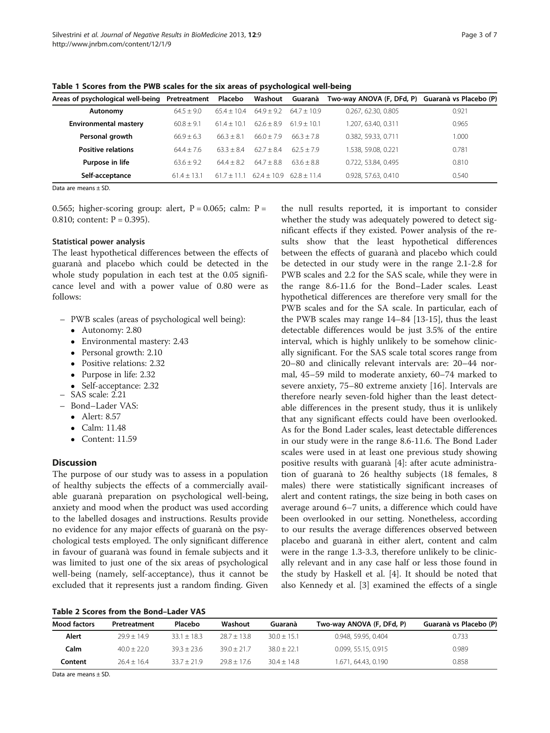**Table 1 Scores from the PWB scales for the six areas of psychological well-being**

| Areas of psychological well-being | Pretreatment | Placebo | Washout | Guaranà | Two-way ANOVA (F, DFd, P) | Guaranà vs Placebo (P) |
|---|---|---|---|---|---|---|
| **Autonomy** | 64.5 ± 9.0 | 65.4 ± 10.4 | 64.9 ± 9.2 | 64.7 ± 10.9 | 0.267, 62.30, 0.805 | 0.921 |
| **Environmental mastery** | 60.8 ± 9.1 | 61.4 ± 10.1 | 62.6 ± 8.9 | 61.9 ± 10.1 | 1.207, 63.40, 0.311 | 0.965 |
| **Personal growth** | 66.9 ± 6.3 | 66.3 ± 8.1 | 66.0 ± 7.9 | 66.3 ± 7.8 | 0.382, 59.33, 0.711 | 1.000 |
| **Positive relations** | 64.4 ± 7.6 | 63.3 ± 8.4 | 62.7 ± 8.4 | 62.5 ± 7.9 | 1.538, 59.08, 0.221 | 0.781 |
| **Purpose in life** | 63.6 ± 9.2 | 64.4 ± 8.2 | 64.7 ± 8.8 | 63.6 ± 8.8 | 0.722, 53.84, 0.495 | 0.810 |
| **Self-acceptance** | 61.4 ± 13.1 | 61.7 ± 11.1 | 62.4 ± 10.9 | 62.8 ± 11.4 | 0.928, 57.63, 0.410 | 0.540 |

Data are means ± SD.

0.565; higher-scoring group: alert, P = 0.065; calm: P = 0.810; content: P = 0.395).

### Statistical power analysis

The least hypothetical differences between the effects of guaranà and placebo which could be detected in the whole study population in each test at the 0.05 significance level and with a power value of 0.80 were as follows:

- PWB scales (areas of psychological well being):
  - Autonomy: 2.80
  - Environmental mastery: 2.43
  - Personal growth: 2.10
  - Positive relations: 2.32
  - Purpose in life: 2.32
  - Self-acceptance: 2.32
- SAS scale: 2.21
- Bond–Lader VAS:
  - Alert: 8.57
  - Calm: 11.48
  - Content: 11.59

## Discussion

The purpose of our study was to assess in a population of healthy subjects the effects of a commercially available guaranà preparation on psychological well-being, anxiety and mood when the product was used according to the labelled dosages and instructions. Results provide no evidence for any major effects of guaranà on the psychological tests employed. The only significant difference in favour of guaranà was found in female subjects and it was limited to just one of the six areas of psychological well-being (namely, self-acceptance), thus it cannot be excluded that it represents just a random finding. Given the null results reported, it is important to consider whether the study was adequately powered to detect significant effects if they existed. Power analysis of the results show that the least hypothetical differences between the effects of guaranà and placebo which could be detected in our study were in the range 2.1-2.8 for PWB scales and 2.2 for the SAS scale, while they were in the range 8.6-11.6 for the Bond–Lader scales. Least hypothetical differences are therefore very small for the PWB scales and for the SA scale. In particular, each of the PWB scales may range 14–84 [13-15], thus the least detectable differences would be just 3.5% of the entire interval, which is highly unlikely to be somehow clinically significant. For the SAS scale total scores range from 20–80 and clinically relevant intervals are: 20–44 normal, 45–59 mild to moderate anxiety, 60–74 marked to severe anxiety, 75–80 extreme anxiety [16]. Intervals are therefore nearly seven-fold higher than the least detectable differences in the present study, thus it is unlikely that any significant effects could have been overlooked. As for the Bond Lader scales, least detectable differences in our study were in the range 8.6-11.6. The Bond Lader scales were used in at least one previous study showing positive results with guaranà [4]: after acute administration of guaranà to 26 healthy subjects (18 females, 8 males) there were statistically significant increases of alert and content ratings, the size being in both cases on average around 6–7 units, a difference which could have been overlooked in our setting. Nonetheless, according to our results the average differences observed between placebo and guaranà in either alert, content and calm were in the range 1.3-3.3, therefore unlikely to be clinically relevant and in any case half or less those found in the study by Haskell et al. [4]. It should be noted that also Kennedy et al. [3] examined the effects of a single

**Table 2 Scores from the Bond–Lader VAS**

| Mood factors | Pretreatment | Placebo | Washout | Guaranà | Two-way ANOVA (F, DFd, P) | Guaranà vs Placebo (P) |
|---|---|---|---|---|---|---|
| **Alert** | 29.9 ± 14.9 | 33.1 ± 18.3 | 28.7 ± 13.8 | 30.0 ± 15.1 | 0.948, 59.95, 0.404 | 0.733 |
| **Calm** | 40.0 ± 22.0 | 39.3 ± 23.6 | 39.0 ± 21.7 | 38.0 ± 22.1 | 0.099, 55.15, 0.915 | 0.989 |
| **Content** | 26.4 ± 16.4 | 33.7 ± 21.9 | 29.8 ± 17.6 | 30.4 ± 14.8 | 1.671, 64.43, 0.190 | 0.858 |

Data are means ± SD.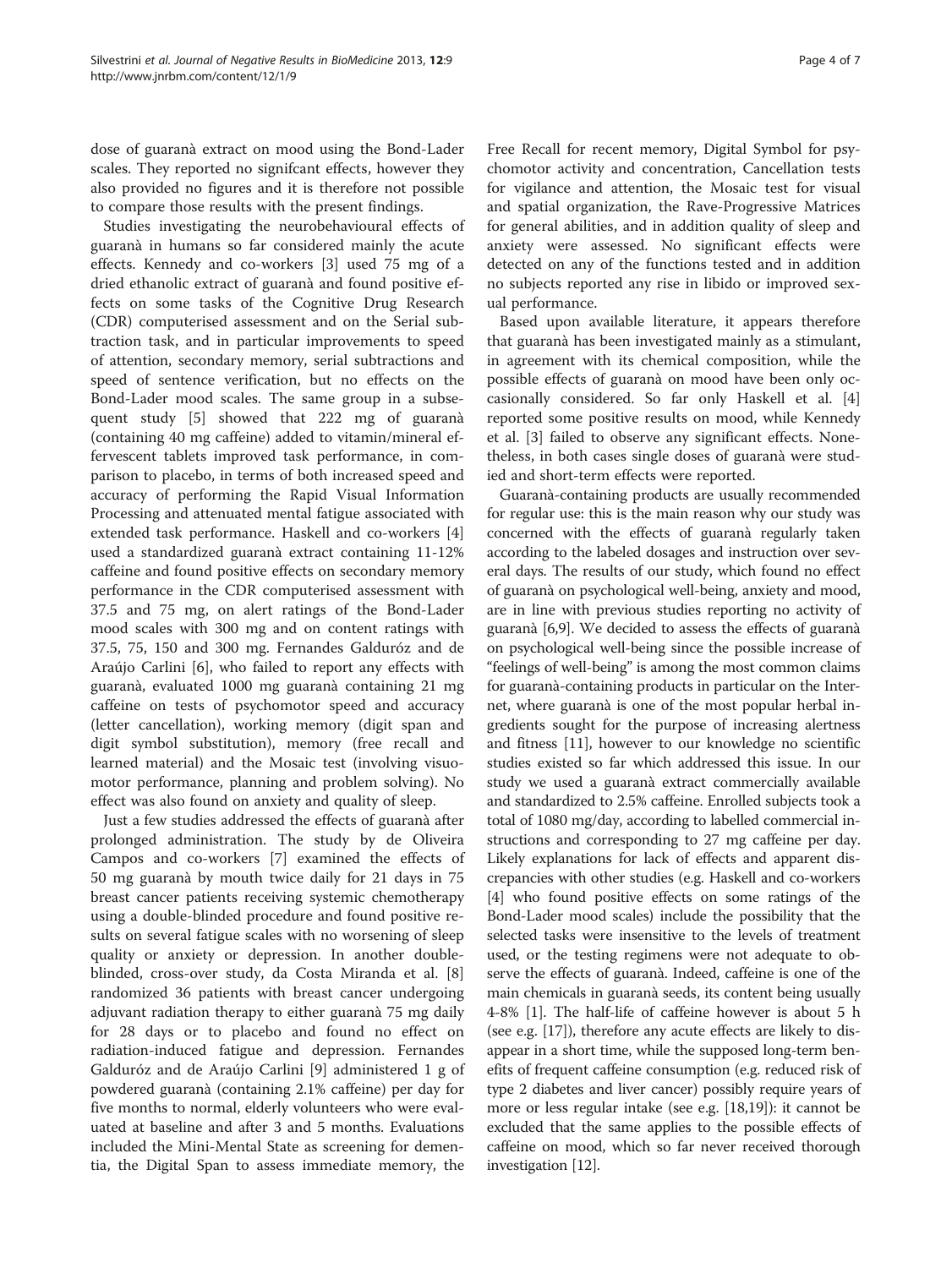dose of guaranà extract on mood using the Bond-Lader scales. They reported no signifcant effects, however they also provided no figures and it is therefore not possible to compare those results with the present findings.

Studies investigating the neurobehavioural effects of guaranà in humans so far considered mainly the acute effects. Kennedy and co-workers [3] used 75 mg of a dried ethanolic extract of guaranà and found positive effects on some tasks of the Cognitive Drug Research (CDR) computerised assessment and on the Serial subtraction task, and in particular improvements to speed of attention, secondary memory, serial subtractions and speed of sentence verification, but no effects on the Bond-Lader mood scales. The same group in a subsequent study [5] showed that 222 mg of guaranà (containing 40 mg caffeine) added to vitamin/mineral effervescent tablets improved task performance, in comparison to placebo, in terms of both increased speed and accuracy of performing the Rapid Visual Information Processing and attenuated mental fatigue associated with extended task performance. Haskell and co-workers [4] used a standardized guaranà extract containing 11-12% caffeine and found positive effects on secondary memory performance in the CDR computerised assessment with 37.5 and 75 mg, on alert ratings of the Bond-Lader mood scales with 300 mg and on content ratings with 37.5, 75, 150 and 300 mg. Fernandes Galduróz and de Araújo Carlini [6], who failed to report any effects with guaranà, evaluated 1000 mg guaranà containing 21 mg caffeine on tests of psychomotor speed and accuracy (letter cancellation), working memory (digit span and digit symbol substitution), memory (free recall and learned material) and the Mosaic test (involving visuomotor performance, planning and problem solving). No effect was also found on anxiety and quality of sleep.

Just a few studies addressed the effects of guaranà after prolonged administration. The study by de Oliveira Campos and co-workers [7] examined the effects of 50 mg guaranà by mouth twice daily for 21 days in 75 breast cancer patients receiving systemic chemotherapy using a double-blinded procedure and found positive results on several fatigue scales with no worsening of sleep quality or anxiety or depression. In another double-blinded, cross-over study, da Costa Miranda et al. [8] randomized 36 patients with breast cancer undergoing adjuvant radiation therapy to either guaranà 75 mg daily for 28 days or to placebo and found no effect on radiation-induced fatigue and depression. Fernandes Galduróz and de Araújo Carlini [9] administered 1 g of powdered guaranà (containing 2.1% caffeine) per day for five months to normal, elderly volunteers who were evaluated at baseline and after 3 and 5 months. Evaluations included the Mini-Mental State as screening for dementia, the Digital Span to assess immediate memory, the Free Recall for recent memory, Digital Symbol for psychomotor activity and concentration, Cancellation tests for vigilance and attention, the Mosaic test for visual and spatial organization, the Rave-Progressive Matrices for general abilities, and in addition quality of sleep and anxiety were assessed. No significant effects were detected on any of the functions tested and in addition no subjects reported any rise in libido or improved sexual performance.

Based upon available literature, it appears therefore that guaranà has been investigated mainly as a stimulant, in agreement with its chemical composition, while the possible effects of guaranà on mood have been only occasionally considered. So far only Haskell et al. [4] reported some positive results on mood, while Kennedy et al. [3] failed to observe any significant effects. Nonetheless, in both cases single doses of guaranà were studied and short-term effects were reported.

Guaranà-containing products are usually recommended for regular use: this is the main reason why our study was concerned with the effects of guaranà regularly taken according to the labeled dosages and instruction over several days. The results of our study, which found no effect of guaranà on psychological well-being, anxiety and mood, are in line with previous studies reporting no activity of guaranà [6,9]. We decided to assess the effects of guaranà on psychological well-being since the possible increase of "feelings of well-being" is among the most common claims for guaranà-containing products in particular on the Internet, where guaranà is one of the most popular herbal ingredients sought for the purpose of increasing alertness and fitness [11], however to our knowledge no scientific studies existed so far which addressed this issue. In our study we used a guaranà extract commercially available and standardized to 2.5% caffeine. Enrolled subjects took a total of 1080 mg/day, according to labelled commercial instructions and corresponding to 27 mg caffeine per day. Likely explanations for lack of effects and apparent discrepancies with other studies (e.g. Haskell and co-workers [4] who found positive effects on some ratings of the Bond-Lader mood scales) include the possibility that the selected tasks were insensitive to the levels of treatment used, or the testing regimens were not adequate to observe the effects of guaranà. Indeed, caffeine is one of the main chemicals in guaranà seeds, its content being usually 4-8% [1]. The half-life of caffeine however is about 5 h (see e.g. [17]), therefore any acute effects are likely to disappear in a short time, while the supposed long-term benefits of frequent caffeine consumption (e.g. reduced risk of type 2 diabetes and liver cancer) possibly require years of more or less regular intake (see e.g. [18,19]): it cannot be excluded that the same applies to the possible effects of caffeine on mood, which so far never received thorough investigation [12].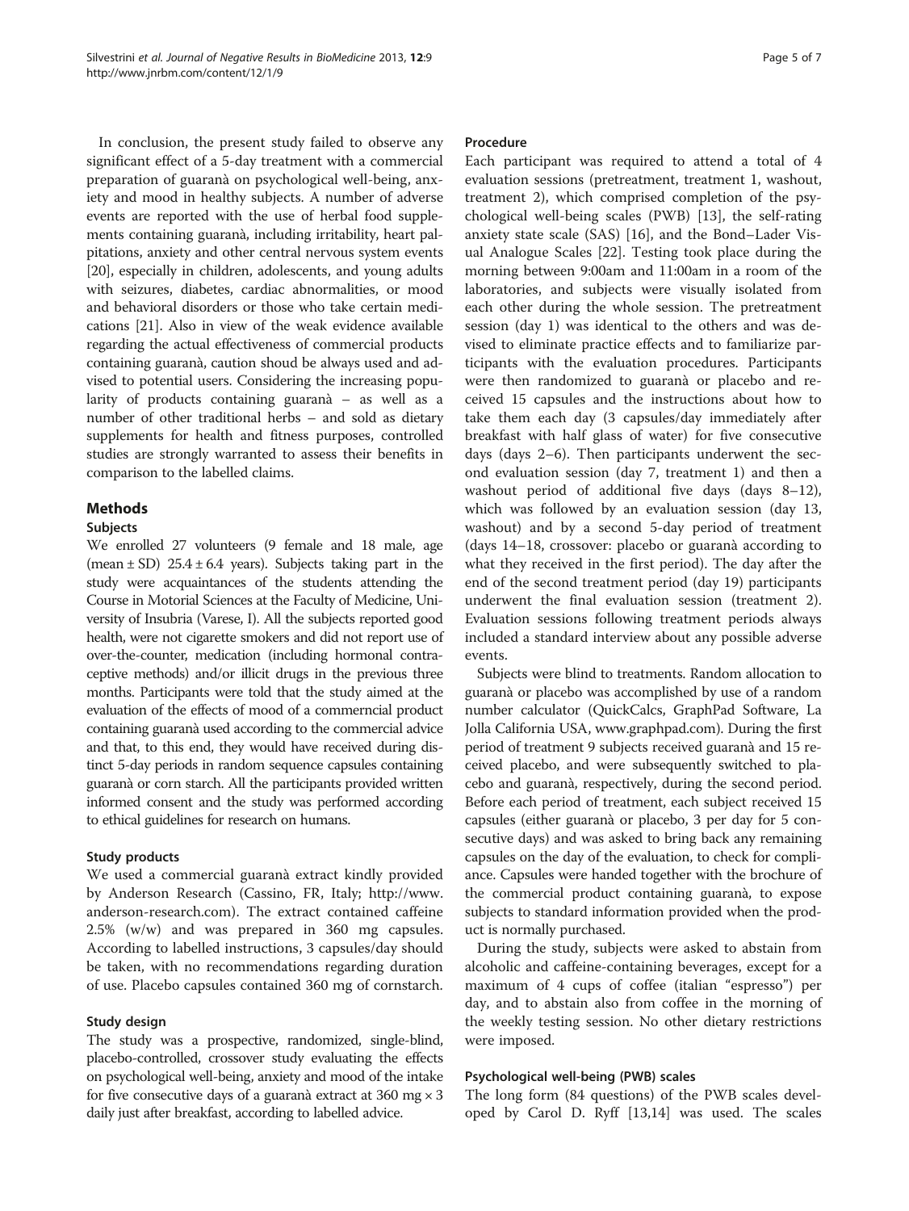In conclusion, the present study failed to observe any significant effect of a 5-day treatment with a commercial preparation of guaranà on psychological well-being, anxiety and mood in healthy subjects. A number of adverse events are reported with the use of herbal food supplements containing guaranà, including irritability, heart palpitations, anxiety and other central nervous system events [20], especially in children, adolescents, and young adults with seizures, diabetes, cardiac abnormalities, or mood and behavioral disorders or those who take certain medications [21]. Also in view of the weak evidence available regarding the actual effectiveness of commercial products containing guaranà, caution shoud be always used and advised to potential users. Considering the increasing popularity of products containing guaranà – as well as a number of other traditional herbs – and sold as dietary supplements for health and fitness purposes, controlled studies are strongly warranted to assess their benefits in comparison to the labelled claims.

## Methods

### Subjects

We enrolled 27 volunteers (9 female and 18 male, age (mean ± SD) 25.4 ± 6.4 years). Subjects taking part in the study were acquaintances of the students attending the Course in Motorial Sciences at the Faculty of Medicine, University of Insubria (Varese, I). All the subjects reported good health, were not cigarette smokers and did not report use of over-the-counter, medication (including hormonal contraceptive methods) and/or illicit drugs in the previous three months. Participants were told that the study aimed at the evaluation of the effects of mood of a commerncial product containing guaranà used according to the commercial advice and that, to this end, they would have received during distinct 5-day periods in random sequence capsules containing guaranà or corn starch. All the participants provided written informed consent and the study was performed according to ethical guidelines for research on humans.

### Study products

We used a commercial guaranà extract kindly provided by Anderson Research (Cassino, FR, Italy; http://www.anderson-research.com). The extract contained caffeine 2.5% (w/w) and was prepared in 360 mg capsules. According to labelled instructions, 3 capsules/day should be taken, with no recommendations regarding duration of use. Placebo capsules contained 360 mg of cornstarch.

### Study design

The study was a prospective, randomized, single-blind, placebo-controlled, crossover study evaluating the effects on psychological well-being, anxiety and mood of the intake for five consecutive days of a guaranà extract at 360 mg × 3 daily just after breakfast, according to labelled advice.

### Procedure

Each participant was required to attend a total of 4 evaluation sessions (pretreatment, treatment 1, washout, treatment 2), which comprised completion of the psychological well-being scales (PWB) [13], the self-rating anxiety state scale (SAS) [16], and the Bond–Lader Visual Analogue Scales [22]. Testing took place during the morning between 9:00am and 11:00am in a room of the laboratories, and subjects were visually isolated from each other during the whole session. The pretreatment session (day 1) was identical to the others and was devised to eliminate practice effects and to familiarize participants with the evaluation procedures. Participants were then randomized to guaranà or placebo and received 15 capsules and the instructions about how to take them each day (3 capsules/day immediately after breakfast with half glass of water) for five consecutive days (days 2–6). Then participants underwent the second evaluation session (day 7, treatment 1) and then a washout period of additional five days (days 8–12), which was followed by an evaluation session (day 13, washout) and by a second 5-day period of treatment (days 14–18, crossover: placebo or guaranà according to what they received in the first period). The day after the end of the second treatment period (day 19) participants underwent the final evaluation session (treatment 2). Evaluation sessions following treatment periods always included a standard interview about any possible adverse events.

Subjects were blind to treatments. Random allocation to guaranà or placebo was accomplished by use of a random number calculator (QuickCalcs, GraphPad Software, La Jolla California USA, www.graphpad.com). During the first period of treatment 9 subjects received guaranà and 15 received placebo, and were subsequently switched to placebo and guaranà, respectively, during the second period. Before each period of treatment, each subject received 15 capsules (either guaranà or placebo, 3 per day for 5 consecutive days) and was asked to bring back any remaining capsules on the day of the evaluation, to check for compliance. Capsules were handed together with the brochure of the commercial product containing guaranà, to expose subjects to standard information provided when the product is normally purchased.

During the study, subjects were asked to abstain from alcoholic and caffeine-containing beverages, except for a maximum of 4 cups of coffee (italian "espresso") per day, and to abstain also from coffee in the morning of the weekly testing session. No other dietary restrictions were imposed.

### Psychological well-being (PWB) scales

The long form (84 questions) of the PWB scales developed by Carol D. Ryff [13,14] was used. The scales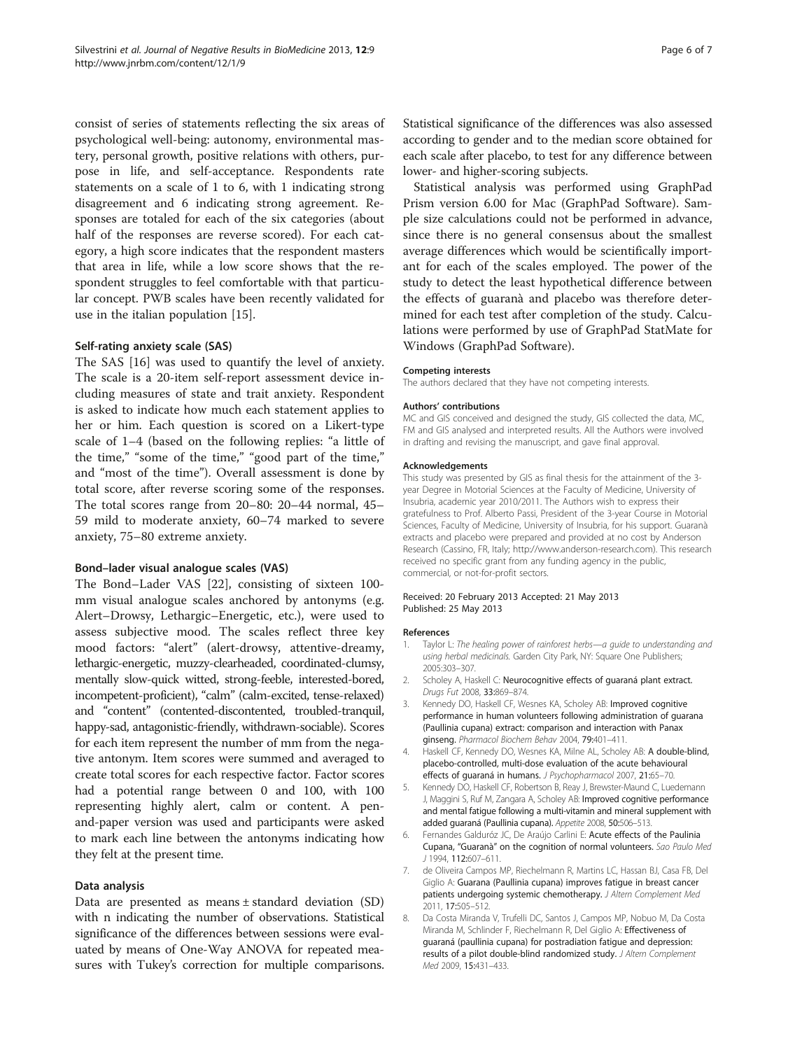consist of series of statements reflecting the six areas of psychological well-being: autonomy, environmental mastery, personal growth, positive relations with others, purpose in life, and self-acceptance. Respondents rate statements on a scale of 1 to 6, with 1 indicating strong disagreement and 6 indicating strong agreement. Responses are totaled for each of the six categories (about half of the responses are reverse scored). For each category, a high score indicates that the respondent masters that area in life, while a low score shows that the respondent struggles to feel comfortable with that particular concept. PWB scales have been recently validated for use in the italian population [15].

### Self-rating anxiety scale (SAS)

The SAS [16] was used to quantify the level of anxiety. The scale is a 20-item self-report assessment device including measures of state and trait anxiety. Respondent is asked to indicate how much each statement applies to her or him. Each question is scored on a Likert-type scale of 1–4 (based on the following replies: "a little of the time," "some of the time," "good part of the time," and "most of the time"). Overall assessment is done by total score, after reverse scoring some of the responses. The total scores range from 20–80: 20–44 normal, 45–59 mild to moderate anxiety, 60–74 marked to severe anxiety, 75–80 extreme anxiety.

### Bond–lader visual analogue scales (VAS)

The Bond–Lader VAS [22], consisting of sixteen 100-mm visual analogue scales anchored by antonyms (e.g. Alert–Drowsy, Lethargic–Energetic, etc.), were used to assess subjective mood. The scales reflect three key mood factors: "alert" (alert-drowsy, attentive-dreamy, lethargic-energetic, muzzy-clearheaded, coordinated-clumsy, mentally slow-quick witted, strong-feeble, interested-bored, incompetent-proficient), "calm" (calm-excited, tense-relaxed) and "content" (contented-discontented, troubled-tranquil, happy-sad, antagonistic-friendly, withdrawn-sociable). Scores for each item represent the number of mm from the negative antonym. Item scores were summed and averaged to create total scores for each respective factor. Factor scores had a potential range between 0 and 100, with 100 representing highly alert, calm or content. A pen-and-paper version was used and participants were asked to mark each line between the antonyms indicating how they felt at the present time.

### Data analysis

Data are presented as means ± standard deviation (SD) with n indicating the number of observations. Statistical significance of the differences between sessions were evaluated by means of One-Way ANOVA for repeated measures with Tukey's correction for multiple comparisons. Statistical significance of the differences was also assessed according to gender and to the median score obtained for each scale after placebo, to test for any difference between lower- and higher-scoring subjects.

Statistical analysis was performed using GraphPad Prism version 6.00 for Mac (GraphPad Software). Sample size calculations could not be performed in advance, since there is no general consensus about the smallest average differences which would be scientifically important for each of the scales employed. The power of the study to detect the least hypothetical difference between the effects of guaranà and placebo was therefore determined for each test after completion of the study. Calculations were performed by use of GraphPad StatMate for Windows (GraphPad Software).

#### Competing interests

The authors declared that they have not competing interests.

#### Authors' contributions

MC and GIS conceived and designed the study, GIS collected the data, MC, FM and GIS analysed and interpreted results. All the Authors were involved in drafting and revising the manuscript, and gave final approval.

#### Acknowledgements

This study was presented by GIS as final thesis for the attainment of the 3-year Degree in Motorial Sciences at the Faculty of Medicine, University of Insubria, academic year 2010/2011. The Authors wish to express their gratefulness to Prof. Alberto Passi, President of the 3-year Course in Motorial Sciences, Faculty of Medicine, University of Insubria, for his support. Guaranà extracts and placebo were prepared and provided at no cost by Anderson Research (Cassino, FR, Italy; http://www.anderson-research.com). This research received no specific grant from any funding agency in the public, commercial, or not-for-profit sectors.

Received: 20 February 2013 Accepted: 21 May 2013
Published: 25 May 2013

#### References

1. Taylor L: *The healing power of rainforest herbs—a guide to understanding and using herbal medicinals.* Garden City Park, NY: Square One Publishers; 2005:303–307.
2. Scholey A, Haskell C: **Neurocognitive effects of guaraná plant extract.** *Drugs Fut* 2008, **33:**869–874.
3. Kennedy DO, Haskell CF, Wesnes KA, Scholey AB: **Improved cognitive performance in human volunteers following administration of guarana (Paullinia cupana) extract: comparison and interaction with Panax ginseng.** *Pharmacol Biochem Behav* 2004, **79:**401–411.
4. Haskell CF, Kennedy DO, Wesnes KA, Milne AL, Scholey AB: **A double-blind, placebo-controlled, multi-dose evaluation of the acute behavioural effects of guaraná in humans.** *J Psychopharmacol* 2007, **21:**65–70.
5. Kennedy DO, Haskell CF, Robertson B, Reay J, Brewster-Maund C, Luedemann J, Maggini S, Ruf M, Zangara A, Scholey AB: **Improved cognitive performance and mental fatigue following a multi-vitamin and mineral supplement with added guaraná (Paullinia cupana).** *Appetite* 2008, **50:**506–513.
6. Fernandes Galduróz JC, De Araújo Carlini E: **Acute effects of the Paulinia Cupana, "Guaranà" on the cognition of normal volunteers.** *Sao Paulo Med J* 1994, **112:**607–611.
7. de Oliveira Campos MP, Riechelmann R, Martins LC, Hassan BJ, Casa FB, Del Giglio A: **Guarana (Paullinia cupana) improves fatigue in breast cancer patients undergoing systemic chemotherapy.** *J Altern Complement Med* 2011, **17:**505–512.
8. Da Costa Miranda V, Trufelli DC, Santos J, Campos MP, Nobuo M, Da Costa Miranda M, Schlinder F, Riechelmann R, Del Giglio A: **Effectiveness of guaraná (paullinia cupana) for postradiation fatigue and depression: results of a pilot double-blind randomized study.** *J Altern Complement Med* 2009, **15:**431–433.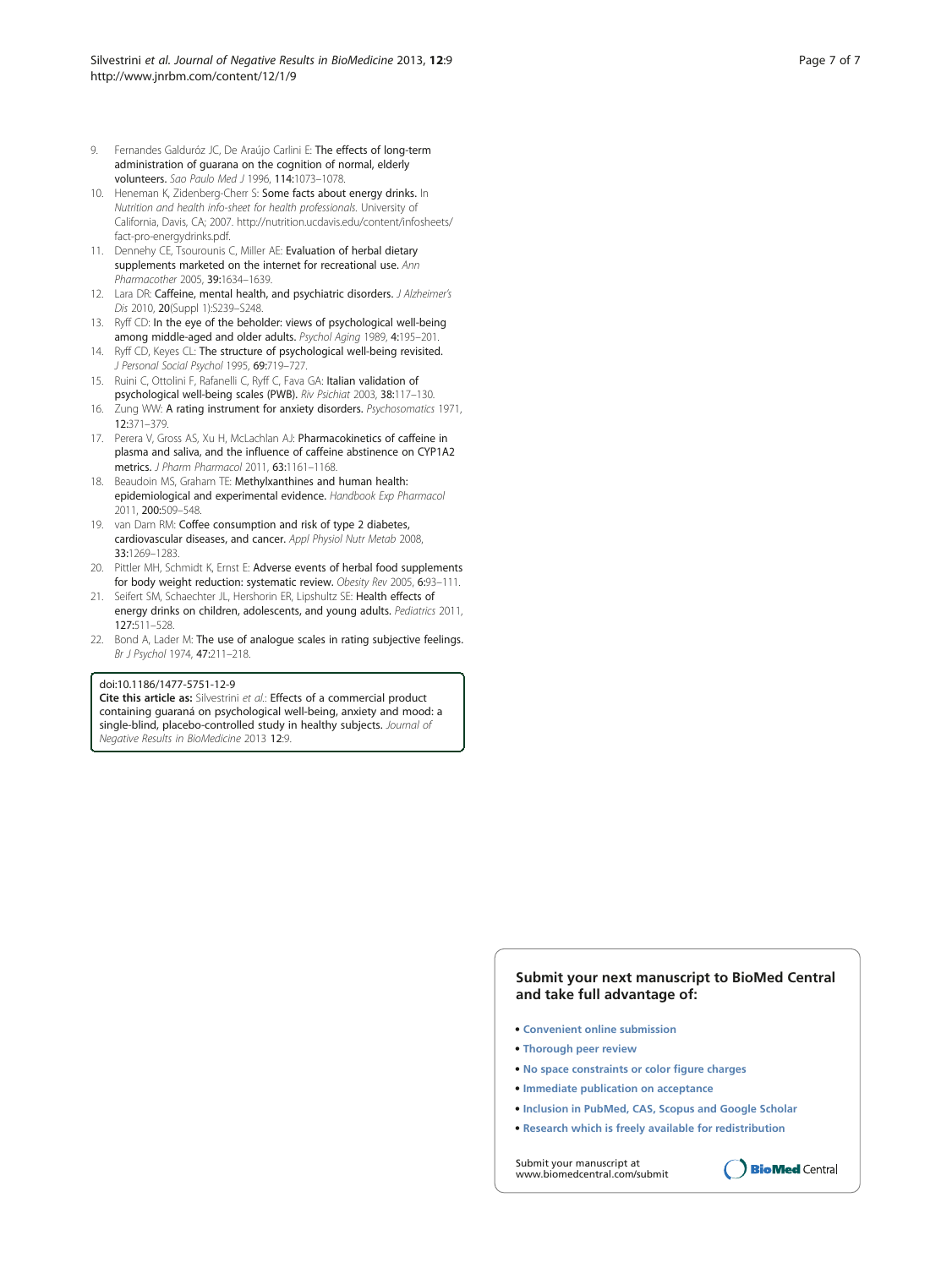9. Fernandes Galduróz JC, De Araújo Carlini E: **The effects of long-term administration of guarana on the cognition of normal, elderly volunteers.** *Sao Paulo Med J* 1996, **114**:1073–1078.
10. Heneman K, Zidenberg-Cherr S: **Some facts about energy drinks.** In *Nutrition and health info-sheet for health professionals.* University of California, Davis, CA; 2007. http://nutrition.ucdavis.edu/content/infosheets/fact-pro-energydrinks.pdf.
11. Dennehy CE, Tsourounis C, Miller AE: **Evaluation of herbal dietary supplements marketed on the internet for recreational use.** *Ann Pharmacother* 2005, **39**:1634–1639.
12. Lara DR: **Caffeine, mental health, and psychiatric disorders.** *J Alzheimer's Dis* 2010, **20**(Suppl 1):S239–S248.
13. Ryff CD: **In the eye of the beholder: views of psychological well-being among middle-aged and older adults.** *Psychol Aging* 1989, **4**:195–201.
14. Ryff CD, Keyes CL: **The structure of psychological well-being revisited.** *J Personal Social Psychol* 1995, **69**:719–727.
15. Ruini C, Ottolini F, Rafanelli C, Ryff C, Fava GA: **Italian validation of psychological well-being scales (PWB).** *Riv Psichiat* 2003, **38**:117–130.
16. Zung WW: **A rating instrument for anxiety disorders.** *Psychosomatics* 1971, **12**:371–379.
17. Perera V, Gross AS, Xu H, McLachlan AJ: **Pharmacokinetics of caffeine in plasma and saliva, and the influence of caffeine abstinence on CYP1A2 metrics.** *J Pharm Pharmacol* 2011, **63**:1161–1168.
18. Beaudoin MS, Graham TE: **Methylxanthines and human health: epidemiological and experimental evidence.** *Handbook Exp Pharmacol* 2011, **200**:509–548.
19. van Dam RM: **Coffee consumption and risk of type 2 diabetes, cardiovascular diseases, and cancer.** *Appl Physiol Nutr Metab* 2008, **33**:1269–1283.
20. Pittler MH, Schmidt K, Ernst E: **Adverse events of herbal food supplements for body weight reduction: systematic review.** *Obesity Rev* 2005, **6**:93–111.
21. Seifert SM, Schaechter JL, Hershorin ER, Lipshultz SE: **Health effects of energy drinks on children, adolescents, and young adults.** *Pediatrics* 2011, **127**:511–528.
22. Bond A, Lader M: **The use of analogue scales in rating subjective feelings.** *Br J Psychol* 1974, **47**:211–218.

doi:10.1186/1477-5751-12-9

**Cite this article as:** Silvestrini *et al.*: Effects of a commercial product containing guaraná on psychological well-being, anxiety and mood: a single-blind, placebo-controlled study in healthy subjects. *Journal of Negative Results in BioMedicine* 2013 **12**:9.

**Submit your next manuscript to BioMed Central and take full advantage of:**

- **Convenient online submission**
- **Thorough peer review**
- **No space constraints or color figure charges**
- **Immediate publication on acceptance**
- **Inclusion in PubMed, CAS, Scopus and Google Scholar**
- **Research which is freely available for redistribution**

Submit your manuscript at www.biomedcentral.com/submit

BioMed Central